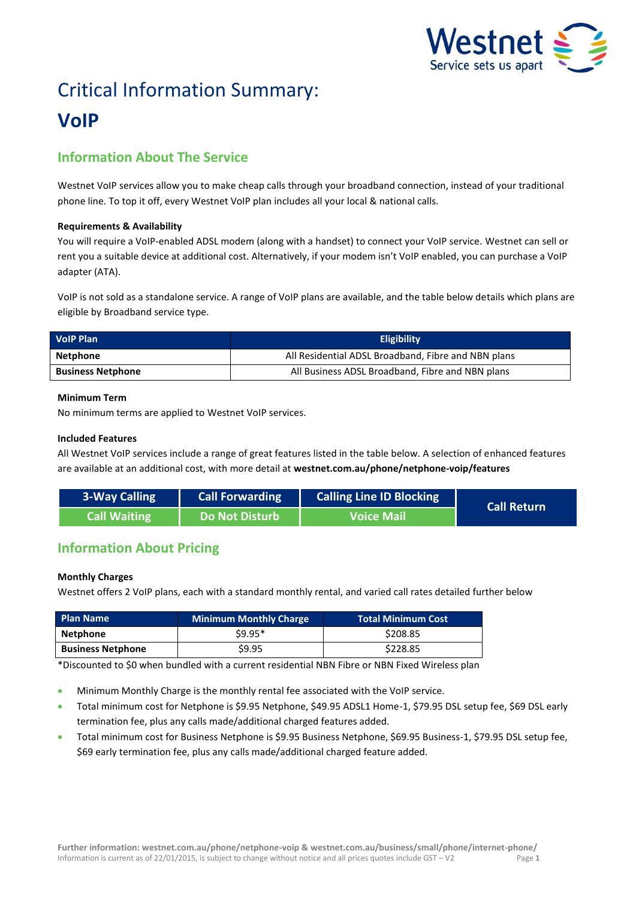# Critical Information Summary: **VoIP**

## Information About The Service

Westnet VoIP services allow you to make cheap calls through your broadband connection, instead of your traditional phone line. To top it off, every Westnet VoIP plan includes all your local & national calls.

**Requirements & Availability**

You will require a VoIP-enabled ADSL modem (along with a handset) to connect your VoIP service. Westnet can sell or rent you a suitable device at additional cost. Alternatively, if your modem isn't VoIP enabled, you can purchase a VoIP adapter (ATA).

VoIP is not sold as a standalone service. A range of VoIP plans are available, and the table below details which plans are eligible by Broadband service type.

| VoIP Plan | Eligibility |
|---|---|
| **Netphone** | All Residential ADSL Broadband, Fibre and NBN plans |
| **Business Netphone** | All Business ADSL Broadband, Fibre and NBN plans |

**Minimum Term**

No minimum terms are applied to Westnet VoIP services.

**Included Features**

All Westnet VoIP services include a range of great features listed in the table below. A selection of enhanced features are available at an additional cost, with more detail at **westnet.com.au/phone/netphone-voip/features**

| 3-Way Calling | Call Forwarding | Calling Line ID Blocking | Call Return |
|---|---|---|---|
| Call Waiting | Do Not Disturb | Voice Mail | |

## Information About Pricing

**Monthly Charges**

Westnet offers 2 VoIP plans, each with a standard monthly rental, and varied call rates detailed further below

| Plan Name | Minimum Monthly Charge | Total Minimum Cost |
|---|---|---|
| **Netphone** | $9.95* | $208.85 |
| **Business Netphone** | $9.95 | $228.85 |

*Discounted to $0 when bundled with a current residential NBN Fibre or NBN Fixed Wireless plan

- Minimum Monthly Charge is the monthly rental fee associated with the VoIP service.
- Total minimum cost for Netphone is $9.95 Netphone, $49.95 ADSL1 Home-1, $79.95 DSL setup fee, $69 DSL early termination fee, plus any calls made/additional charged features added.
- Total minimum cost for Business Netphone is $9.95 Business Netphone, $69.95 Business-1, $79.95 DSL setup fee, $69 early termination fee, plus any calls made/additional charged feature added.

**Further information: westnet.com.au/phone/netphone-voip & westnet.com.au/business/small/phone/internet-phone/**
Information is current as of 22/01/2015, is subject to change without notice and all prices quotes include GST – V2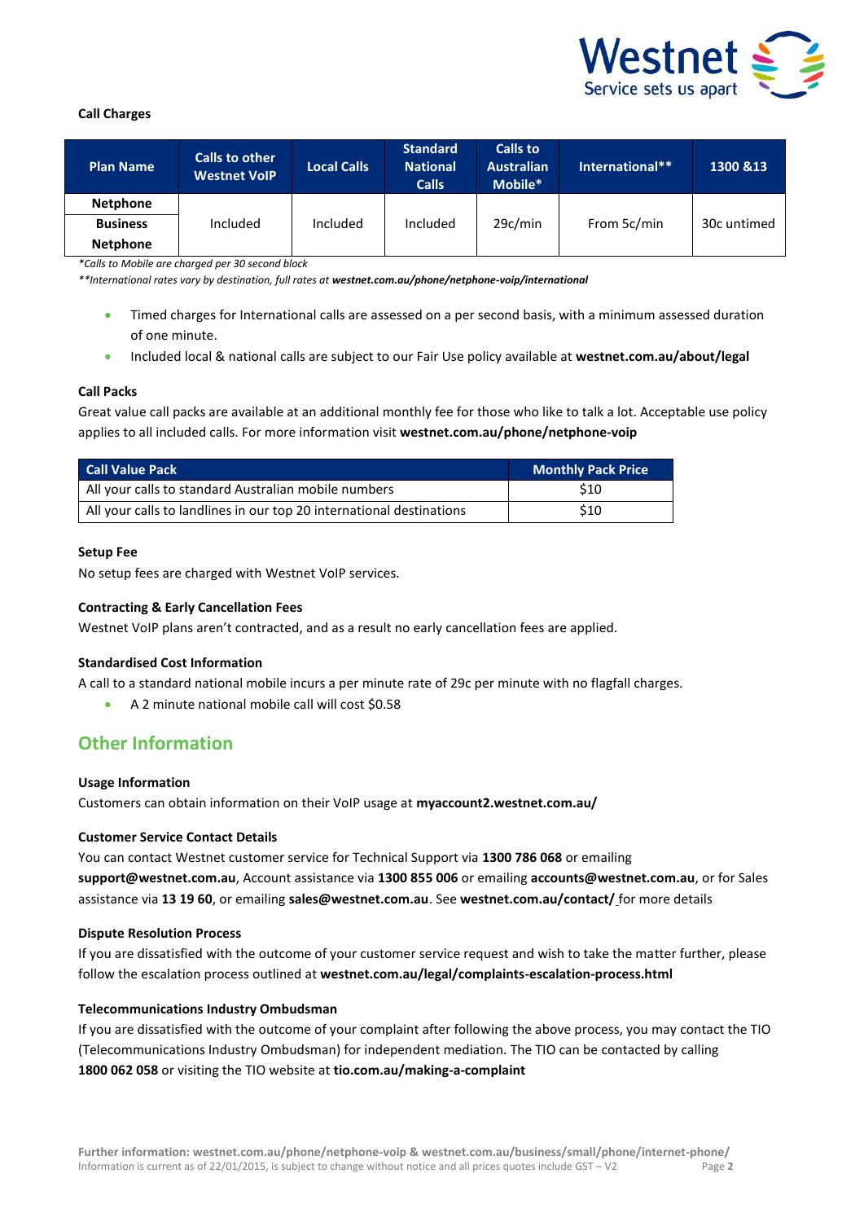**Call Charges**

| Plan Name | Calls to other Westnet VoIP | Local Calls | Standard National Calls | Calls to Australian Mobile* | International** | 1300 &13 |
|---|---|---|---|---|---|---|
| Netphone<br>Business Netphone | Included | Included | Included | 29c/min | From 5c/min | 30c untimed |

*\*Calls to Mobile are charged per 30 second block*

*\*\*International rates vary by destination, full rates at **westnet.com.au/phone/netphone-voip/international***

- Timed charges for International calls are assessed on a per second basis, with a minimum assessed duration of one minute.
- Included local & national calls are subject to our Fair Use policy available at **westnet.com.au/about/legal**

**Call Packs**

Great value call packs are available at an additional monthly fee for those who like to talk a lot. Acceptable use policy applies to all included calls. For more information visit **westnet.com.au/phone/netphone-voip**

| Call Value Pack | Monthly Pack Price |
|---|---|
| All your calls to standard Australian mobile numbers | $10 |
| All your calls to landlines in our top 20 international destinations | $10 |

**Setup Fee**

No setup fees are charged with Westnet VoIP services.

**Contracting & Early Cancellation Fees**

Westnet VoIP plans aren't contracted, and as a result no early cancellation fees are applied.

**Standardised Cost Information**

A call to a standard national mobile incurs a per minute rate of 29c per minute with no flagfall charges.

- A 2 minute national mobile call will cost $0.58

## Other Information

**Usage Information**

Customers can obtain information on their VoIP usage at **myaccount2.westnet.com.au/**

**Customer Service Contact Details**

You can contact Westnet customer service for Technical Support via **1300 786 068** or emailing **support@westnet.com.au**, Account assistance via **1300 855 006** or emailing **accounts@westnet.com.au**, or for Sales assistance via **13 19 60**, or emailing **sales@westnet.com.au**. See **westnet.com.au/contact/** for more details

**Dispute Resolution Process**

If you are dissatisfied with the outcome of your customer service request and wish to take the matter further, please follow the escalation process outlined at **westnet.com.au/legal/complaints-escalation-process.html**

**Telecommunications Industry Ombudsman**

If you are dissatisfied with the outcome of your complaint after following the above process, you may contact the TIO (Telecommunications Industry Ombudsman) for independent mediation. The TIO can be contacted by calling **1800 062 058** or visiting the TIO website at **tio.com.au/making-a-complaint**

**Further information: westnet.com.au/phone/netphone-voip & westnet.com.au/business/small/phone/internet-phone/**
Information is current as of 22/01/2015, is subject to change without notice and all prices quotes include GST – V2